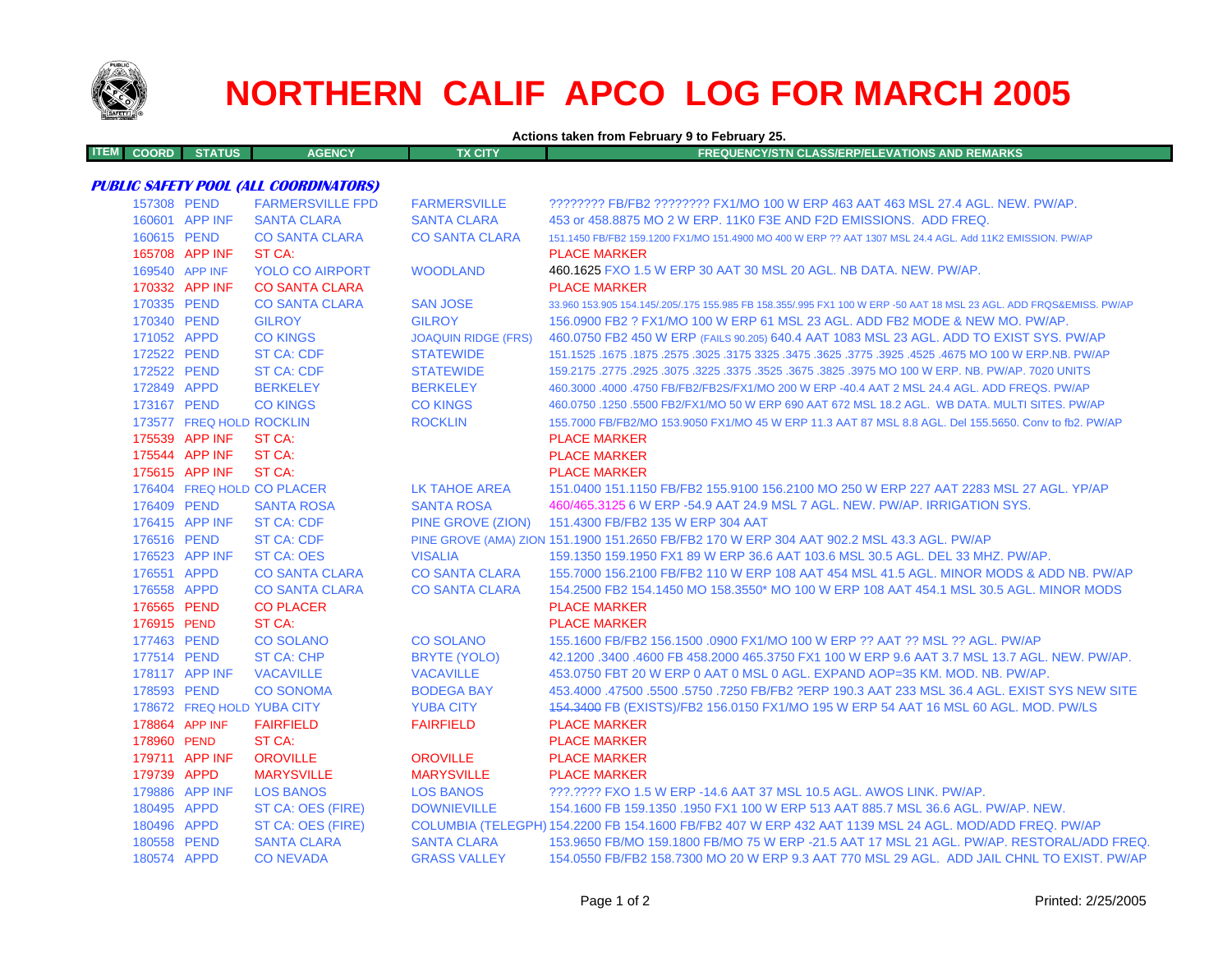# NORTHERN CALIF APCO LOG FOR MARCH 2005

**Actions taken from February 9 to February 25.**

| ITEM | COORD | STATUS | AGENCY | TX CITY | FREQUENCY/STN CLASS/ERP/ELEVATIONS AND REMARKS |
|---|---|---|---|---|---|
| ***PUBLIC SAFETY POOL (ALL COORDINATORS)*** | | | | | |
| | 157308 | PEND | FARMERSVILLE FPD | FARMERSVILLE | ???????? FB/FB2 ???????? FX1/MO 100 W ERP 463 AAT 463 MSL 27.4 AGL. NEW. PW/AP. |
| | 160601 | APP INF | SANTA CLARA | SANTA CLARA | 453 or 458.8875 MO 2 W ERP. 11K0 F3E AND F2D EMISSIONS. ADD FREQ. |
| | 160615 | PEND | CO SANTA CLARA | CO SANTA CLARA | 151.1450 FB/FB2 159.1200 FX1/MO 151.4900 MO 400 W ERP ?? AAT 1307 MSL 24.4 AGL. Add 11K2 EMISSION. PW/AP |
| | 165708 | APP INF | ST CA: | | PLACE MARKER |
| | 169540 | APP INF | YOLO CO AIRPORT | WOODLAND | 460.1625 FXO 1.5 W ERP 30 AAT 30 MSL 20 AGL. NB DATA. NEW. PW/AP. |
| | 170332 | APP INF | CO SANTA CLARA | | PLACE MARKER |
| | 170335 | PEND | CO SANTA CLARA | SAN JOSE | 33.960 153.905 154.145/.205/.175 155.985 FB 158.355/.995 FX1 100 W ERP -50 AAT 18 MSL 23 AGL. ADD FRQS&EMISS. PW/AP |
| | 170340 | PEND | GILROY | GILROY | 156.0900 FB2 ? FX1/MO 100 W ERP 61 MSL 23 AGL. ADD FB2 MODE & NEW MO. PW/AP. |
| | 171052 | APPD | CO KINGS | JOAQUIN RIDGE (FRS) | 460.0750 FB2 450 W ERP (FAILS 90.205) 640.4 AAT 1083 MSL 23 AGL. ADD TO EXIST SYS. PW/AP |
| | 172522 | PEND | ST CA: CDF | STATEWIDE | 151.1525 .1675 .1875 .2575 .3025 .3175 3325 .3475 .3625 .3775 .3925 .4525 .4675 MO 100 W ERP.NB. PW/AP |
| | 172522 | PEND | ST CA: CDF | STATEWIDE | 159.2175 .2775 .2925 .3075 .3225 .3375 .3525 .3675 .3825 .3975 MO 100 W ERP. NB. PW/AP. 7020 UNITS |
| | 172849 | APPD | BERKELEY | BERKELEY | 460.3000 .4000 .4750 FB/FB2/FB2S/FX1/MO 200 W ERP -40.4 AAT 2 MSL 24.4 AGL. ADD FREQS. PW/AP |
| | 173167 | PEND | CO KINGS | CO KINGS | 460.0750 .1250 .5500 FB2/FX1/MO 50 W ERP 690 AAT 672 MSL 18.2 AGL. WB DATA. MULTI SITES. PW/AP |
| | 173577 | FREQ HOLD | ROCKLIN | ROCKLIN | 155.7000 FB/FB2/MO 153.9050 FX1/MO 45 W ERP 11.3 AAT 87 MSL 8.8 AGL. Del 155.5650. Conv to fb2. PW/AP |
| | 175539 | APP INF | ST CA: | | PLACE MARKER |
| | 175544 | APP INF | ST CA: | | PLACE MARKER |
| | 175615 | APP INF | ST CA: | | PLACE MARKER |
| | 176404 | FREQ HOLD | CO PLACER | LK TAHOE AREA | 151.0400 151.1150 FB/FB2 155.9100 156.2100 MO 250 W ERP 227 AAT 2283 MSL 27 AGL. YP/AP |
| | 176409 | PEND | SANTA ROSA | SANTA ROSA | 460/465.3125 6 W ERP -54.9 AAT 24.9 MSL 7 AGL. NEW. PW/AP. IRRIGATION SYS. |
| | 176415 | APP INF | ST CA: CDF | PINE GROVE (ZION) | 151.4300 FB/FB2 135 W ERP 304 AAT |
| | 176516 | PEND | ST CA: CDF | PINE GROVE (AMA) ZION | 151.1900 151.2650 FB/FB2 170 W ERP 304 AAT 902.2 MSL 43.3 AGL. PW/AP |
| | 176523 | APP INF | ST CA: OES | VISALIA | 159.1350 159.1950 FX1 89 W ERP 36.6 AAT 103.6 MSL 30.5 AGL. DEL 33 MHZ. PW/AP. |
| | 176551 | APPD | CO SANTA CLARA | CO SANTA CLARA | 155.7000 156.2100 FB/FB2 110 W ERP 108 AAT 454 MSL 41.5 AGL. MINOR MODS & ADD NB. PW/AP |
| | 176558 | APPD | CO SANTA CLARA | CO SANTA CLARA | 154.2500 FB2 154.1450 MO 158.3550* MO 100 W ERP 108 AAT 454.1 MSL 30.5 AGL. MINOR MODS |
| | 176565 | PEND | CO PLACER | | PLACE MARKER |
| | 176915 | PEND | ST CA: | | PLACE MARKER |
| | 177463 | PEND | CO SOLANO | CO SOLANO | 155.1600 FB/FB2 156.1500 .0900 FX1/MO 100 W ERP ?? AAT ?? MSL ?? AGL. PW/AP |
| | 177514 | PEND | ST CA: CHP | BRYTE (YOLO) | 42.1200 .3400 .4600 FB 458.2000 465.3750 FX1 100 W ERP 9.6 AAT 3.7 MSL 13.7 AGL. NEW. PW/AP. |
| | 178117 | APP INF | VACAVILLE | VACAVILLE | 453.0750 FBT 20 W ERP 0 AAT 0 MSL 0 AGL. EXPAND AOP=35 KM. MOD. NB. PW/AP. |
| | 178593 | PEND | CO SONOMA | BODEGA BAY | 453.4000 .47500 .5500 .5750 .7250 FB/FB2 ?ERP 190.3 AAT 233 MSL 36.4 AGL. EXIST SYS NEW SITE |
| | 178672 | FREQ HOLD | YUBA CITY | YUBA CITY | ~~154.3400~~ FB (EXISTS)/FB2 156.0150 FX1/MO 195 W ERP 54 AAT 16 MSL 60 AGL. MOD. PW/LS |
| | 178864 | APP INF | FAIRFIELD | FAIRFIELD | PLACE MARKER |
| | 178960 | PEND | ST CA: | | PLACE MARKER |
| | 179711 | APP INF | OROVILLE | OROVILLE | PLACE MARKER |
| | 179739 | APPD | MARYSVILLE | MARYSVILLE | PLACE MARKER |
| | 179886 | APP INF | LOS BANOS | LOS BANOS | ???.???? FXO 1.5 W ERP -14.6 AAT 37 MSL 10.5 AGL. AWOS LINK. PW/AP. |
| | 180495 | APPD | ST CA: OES (FIRE) | DOWNIEVILLE | 154.1600 FB 159.1350 .1950 FX1 100 W ERP 513 AAT 885.7 MSL 36.6 AGL. PW/AP. NEW. |
| | 180496 | APPD | ST CA: OES (FIRE) | COLUMBIA (TELEGPH) | 154.2200 FB 154.1600 FB/FB2 407 W ERP 432 AAT 1139 MSL 24 AGL. MOD/ADD FREQ. PW/AP |
| | 180558 | PEND | SANTA CLARA | SANTA CLARA | 153.9650 FB/MO 159.1800 FB/MO 75 W ERP -21.5 AAT 17 MSL 21 AGL. PW/AP. RESTORAL/ADD FREQ. |
| | 180574 | APPD | CO NEVADA | GRASS VALLEY | 154.0550 FB/FB2 158.7300 MO 20 W ERP 9.3 AAT 770 MSL 29 AGL. ADD JAIL CHNL TO EXIST. PW/AP |

Printed: 2/25/2005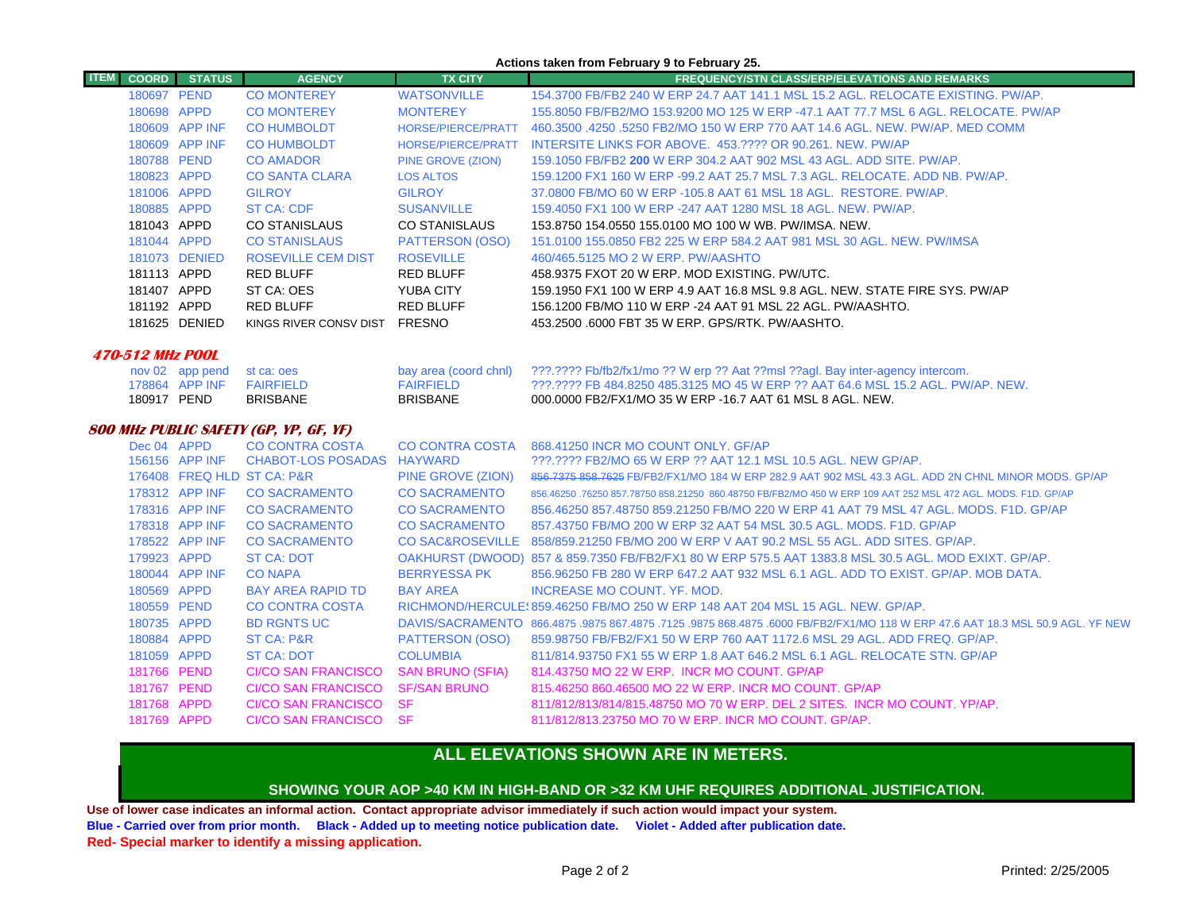**Actions taken from February 9 to February 25.**

| ITEM | COORD | STATUS | AGENCY | TX CITY | FREQUENCY/STN CLASS/ERP/ELEVATIONS AND REMARKS |
|---|---|---|---|---|---|
| | 180697 | PEND | CO MONTEREY | WATSONVILLE | 154.3700 FB/FB2 240 W ERP 24.7 AAT 141.1 MSL 15.2 AGL. RELOCATE EXISTING. PW/AP. |
| | 180698 | APPD | CO MONTEREY | MONTEREY | 155.8050 FB/FB2/MO 153.9200 MO 125 W ERP -47.1 AAT 77.7 MSL 6 AGL. RELOCATE. PW/AP |
| | 180609 | APP INF | CO HUMBOLDT | HORSE/PIERCE/PRATT | 460.3500 .4250 .5250 FB2/MO 150 W ERP 770 AAT 14.6 AGL. NEW. PW/AP. MED COMM |
| | 180609 | APP INF | CO HUMBOLDT | HORSE/PIERCE/PRATT | INTERSITE LINKS FOR ABOVE. 453.???? OR 90.261. NEW. PW/AP |
| | 180788 | PEND | CO AMADOR | PINE GROVE (ZION) | 159.1050 FB/FB2 **200** W ERP 304.2 AAT 902 MSL 43 AGL. ADD SITE. PW/AP. |
| | 180823 | APPD | CO SANTA CLARA | LOS ALTOS | 159.1200 FX1 160 W ERP -99.2 AAT 25.7 MSL 7.3 AGL. RELOCATE. ADD NB. PW/AP. |
| | 181006 | APPD | GILROY | GILROY | 37.0800 FB/MO 60 W ERP -105.8 AAT 61 MSL 18 AGL. RESTORE. PW/AP. |
| | 180885 | APPD | ST CA: CDF | SUSANVILLE | 159.4050 FX1 100 W ERP -247 AAT 1280 MSL 18 AGL. NEW. PW/AP. |
| | 181043 | APPD | CO STANISLAUS | CO STANISLAUS | 153.8750 154.0550 155.0100 MO 100 W WB. PW/IMSA. NEW. |
| | 181044 | APPD | CO STANISLAUS | PATTERSON (OSO) | 151.0100 155.0850 FB2 225 W ERP 584.2 AAT 981 MSL 30 AGL. NEW. PW/IMSA |
| | 181073 | DENIED | ROSEVILLE CEM DIST | ROSEVILLE | 460/465.5125 MO 2 W ERP. PW/AASHTO |
| | 181113 | APPD | RED BLUFF | RED BLUFF | 458.9375 FXOT 20 W ERP. MOD EXISTING. PW/UTC. |
| | 181407 | APPD | ST CA: OES | YUBA CITY | 159.1950 FX1 100 W ERP 4.9 AAT 16.8 MSL 9.8 AGL. NEW. STATE FIRE SYS. PW/AP |
| | 181192 | APPD | RED BLUFF | RED BLUFF | 156.1200 FB/MO 110 W ERP -24 AAT 91 MSL 22 AGL. PW/AASHTO. |
| | 181625 | DENIED | KINGS RIVER CONSV DIST | FRESNO | 453.2500 .6000 FBT 35 W ERP. GPS/RTK. PW/AASHTO. |

### 470-512 MHz POOL

| | | | | | |
|---|---|---|---|---|---|
| | nov 02 | app pend | st ca: oes | bay area (coord chnl) | ???.???? Fb/fb2/fx1/mo ?? W erp ?? Aat ??msl ??agl. Bay inter-agency intercom. |
| | 178864 | APP INF | FAIRFIELD | FAIRFIELD | ???.???? FB 484.8250 485.3125 MO 45 W ERP ?? AAT 64.6 MSL 15.2 AGL. PW/AP. NEW. |
| | 180917 | PEND | BRISBANE | BRISBANE | 000.0000 FB2/FX1/MO 35 W ERP -16.7 AAT 61 MSL 8 AGL. NEW. |

### 800 MHz PUBLIC SAFETY (GP, YP, GF, YF)

| | | | | | |
|---|---|---|---|---|---|
| | Dec 04 | APPD | CO CONTRA COSTA | CO CONTRA COSTA | 868.41250 INCR MO COUNT ONLY. GF/AP |
| | 156156 | APP INF | CHABOT-LOS POSADAS | HAYWARD | ???.???? FB2/MO 65 W ERP ?? AAT 12.1 MSL 10.5 AGL. NEW GP/AP. |
| | 176408 | FREQ HLD | ST CA: P&R | PINE GROVE (ZION) | ~~856.7375 858.7625~~ FB/FB2/FX1/MO 184 W ERP 282.9 AAT 902 MSL 43.3 AGL. ADD 2N CHNL MINOR MODS. GP/AP |
| | 178312 | APP INF | CO SACRAMENTO | CO SACRAMENTO | 856.46250 .76250 857.78750 858.21250 860.48750 FB/FB2/MO 450 W ERP 109 AAT 252 MSL 472 AGL. MODS. F1D. GP/AP |
| | 178316 | APP INF | CO SACRAMENTO | CO SACRAMENTO | 856.46250 857.48750 859.21250 FB/MO 220 W ERP 41 AAT 79 MSL 47 AGL. MODS. F1D. GP/AP |
| | 178318 | APP INF | CO SACRAMENTO | CO SACRAMENTO | 857.43750 FB/MO 200 W ERP 32 AAT 54 MSL 30.5 AGL. MODS. F1D. GP/AP |
| | 178522 | APP INF | CO SACRAMENTO | CO SAC&ROSEVILLE | 858/859.21250 FB/MO 200 W ERP V AAT 90.2 MSL 55 AGL. ADD SITES. GP/AP. |
| | 179923 | APPD | ST CA: DOT | OAKHURST (DWOOD) | 857 & 859.7350 FB/FB2/FX1 80 W ERP 575.5 AAT 1383.8 MSL 30.5 AGL. MOD EXIXT. GP/AP. |
| | 180044 | APP INF | CO NAPA | BERRYESSA PK | 856.96250 FB 280 W ERP 647.2 AAT 932 MSL 6.1 AGL. ADD TO EXIST. GP/AP. MOB DATA. |
| | 180569 | APPD | BAY AREA RAPID TD | BAY AREA | INCREASE MO COUNT. YF. MOD. |
| | 180559 | PEND | CO CONTRA COSTA | RICHMOND/HERCULES | 859.46250 FB/MO 250 W ERP 148 AAT 204 MSL 15 AGL. NEW. GP/AP. |
| | 180735 | APPD | BD RGNTS UC | DAVIS/SACRAMENTO | 866.4875 .9875 867.4875 .7125 .9875 868.4875 .6000 FB/FB2/FX1/MO 118 W ERP 47.6 AAT 18.3 MSL 50.9 AGL. YF NEW |
| | 180884 | APPD | ST CA: P&R | PATTERSON (OSO) | 859.98750 FB/FB2/FX1 50 W ERP 760 AAT 1172.6 MSL 29 AGL. ADD FREQ. GP/AP. |
| | 181059 | APPD | ST CA: DOT | COLUMBIA | 811/814.93750 FX1 55 W ERP 1.8 AAT 646.2 MSL 6.1 AGL. RELOCATE STN. GP/AP |
| | 181766 | PEND | CI/CO SAN FRANCISCO | SAN BRUNO (SFIA) | 814.43750 MO 22 W ERP. INCR MO COUNT. GP/AP |
| | 181767 | PEND | CI/CO SAN FRANCISCO | SF/SAN BRUNO | 815.46250 860.46500 MO 22 W ERP. INCR MO COUNT. GP/AP |
| | 181768 | APPD | CI/CO SAN FRANCISCO | SF | 811/812/813/814/815.48750 MO 70 W ERP. DEL 2 SITES. INCR MO COUNT. YP/AP. |
| | 181769 | APPD | CI/CO SAN FRANCISCO | SF | 811/812/813.23750 MO 70 W ERP. INCR MO COUNT. GP/AP. |

**ALL ELEVATIONS SHOWN ARE IN METERS.**

**SHOWING YOUR AOP >40 KM IN HIGH-BAND OR >32 KM UHF REQUIRES ADDITIONAL JUSTIFICATION.**

**Use of lower case indicates an informal action. Contact appropriate advisor immediately if such action would impact your system.**

**Blue - Carried over from prior month. Black - Added up to meeting notice publication date. Violet - Added after publication date.**

**Red- Special marker to identify a missing application.**

Printed: 2/25/2005